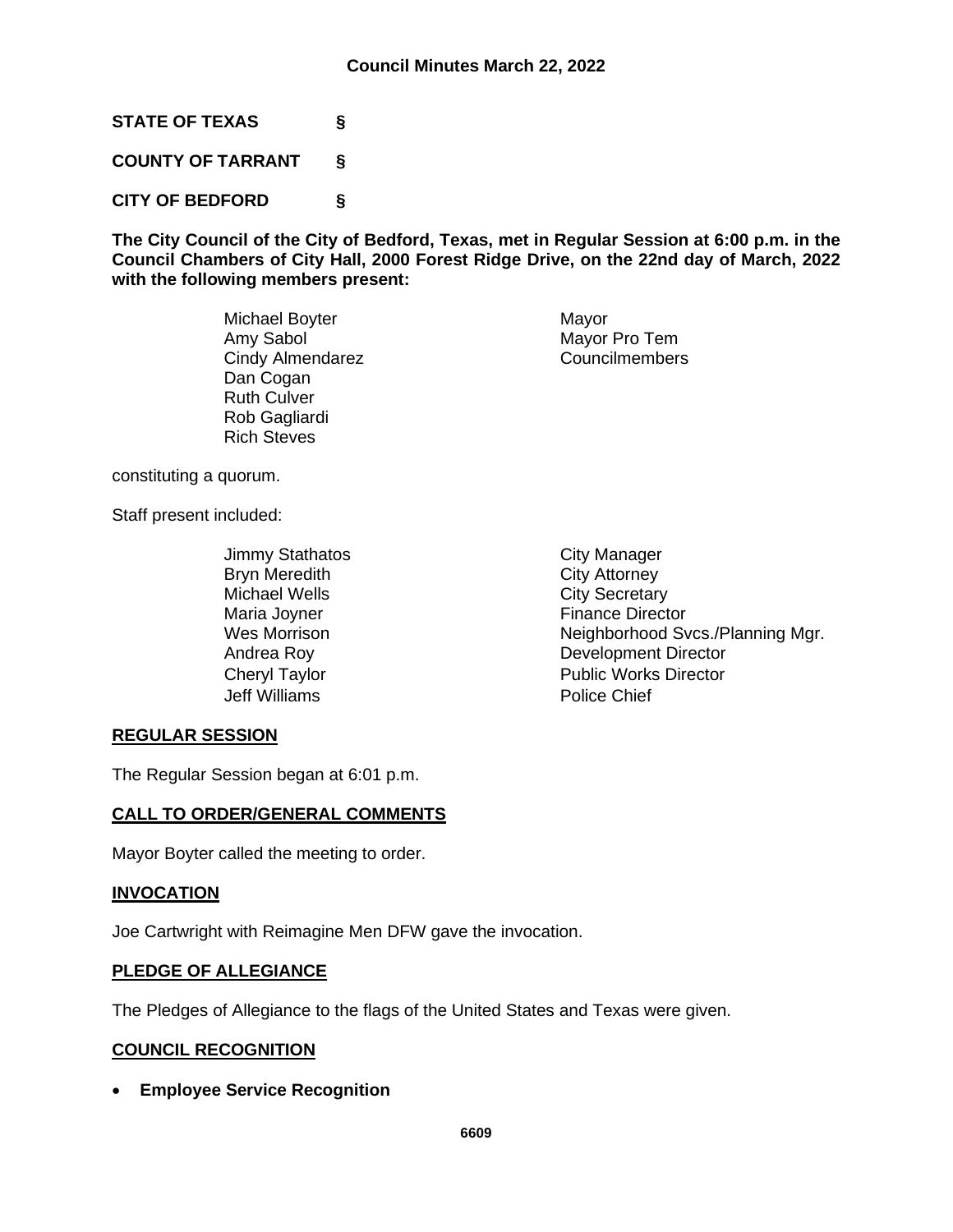# Council Minutes March 22, 2022

**STATE OF TEXAS §**

**COUNTY OF TARRANT §**

**CITY OF BEDFORD §**

**The City Council of the City of Bedford, Texas, met in Regular Session at 6:00 p.m. in the Council Chambers of City Hall, 2000 Forest Ridge Drive, on the 22nd day of March, 2022 with the following members present:**

| | |
|---|---|
| Michael Boyter | Mayor |
| Amy Sabol | Mayor Pro Tem |
| Cindy Almendarez | Councilmembers |
| Dan Cogan | |
| Ruth Culver | |
| Rob Gagliardi | |
| Rich Steves | |

constituting a quorum.

Staff present included:

| | |
|---|---|
| Jimmy Stathatos | City Manager |
| Bryn Meredith | City Attorney |
| Michael Wells | City Secretary |
| Maria Joyner | Finance Director |
| Wes Morrison | Neighborhood Svcs./Planning Mgr. |
| Andrea Roy | Development Director |
| Cheryl Taylor | Public Works Director |
| Jeff Williams | Police Chief |

## REGULAR SESSION

The Regular Session began at 6:01 p.m.

## CALL TO ORDER/GENERAL COMMENTS

Mayor Boyter called the meeting to order.

## INVOCATION

Joe Cartwright with Reimagine Men DFW gave the invocation.

## PLEDGE OF ALLEGIANCE

The Pledges of Allegiance to the flags of the United States and Texas were given.

## COUNCIL RECOGNITION

- **Employee Service Recognition**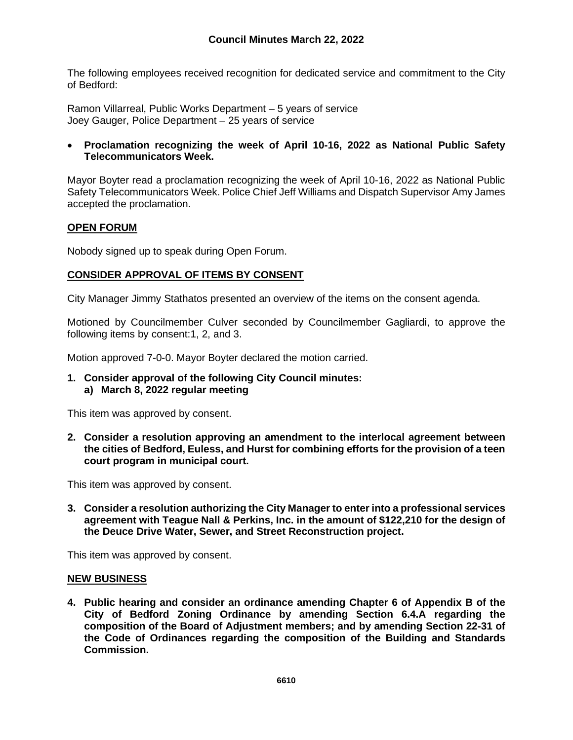The following employees received recognition for dedicated service and commitment to the City of Bedford:

Ramon Villarreal, Public Works Department – 5 years of service
Joey Gauger, Police Department – 25 years of service

- **Proclamation recognizing the week of April 10-16, 2022 as National Public Safety Telecommunicators Week.**

Mayor Boyter read a proclamation recognizing the week of April 10-16, 2022 as National Public Safety Telecommunicators Week. Police Chief Jeff Williams and Dispatch Supervisor Amy James accepted the proclamation.

## OPEN FORUM

Nobody signed up to speak during Open Forum.

## CONSIDER APPROVAL OF ITEMS BY CONSENT

City Manager Jimmy Stathatos presented an overview of the items on the consent agenda.

Motioned by Councilmember Culver seconded by Councilmember Gagliardi, to approve the following items by consent:1, 2, and 3.

Motion approved 7-0-0. Mayor Boyter declared the motion carried.

**1. Consider approval of the following City Council minutes:**
   **a) March 8, 2022 regular meeting**

This item was approved by consent.

**2. Consider a resolution approving an amendment to the interlocal agreement between the cities of Bedford, Euless, and Hurst for combining efforts for the provision of a teen court program in municipal court.**

This item was approved by consent.

**3. Consider a resolution authorizing the City Manager to enter into a professional services agreement with Teague Nall & Perkins, Inc. in the amount of $122,210 for the design of the Deuce Drive Water, Sewer, and Street Reconstruction project.**

This item was approved by consent.

## NEW BUSINESS

**4. Public hearing and consider an ordinance amending Chapter 6 of Appendix B of the City of Bedford Zoning Ordinance by amending Section 6.4.A regarding the composition of the Board of Adjustment members; and by amending Section 22-31 of the Code of Ordinances regarding the composition of the Building and Standards Commission.**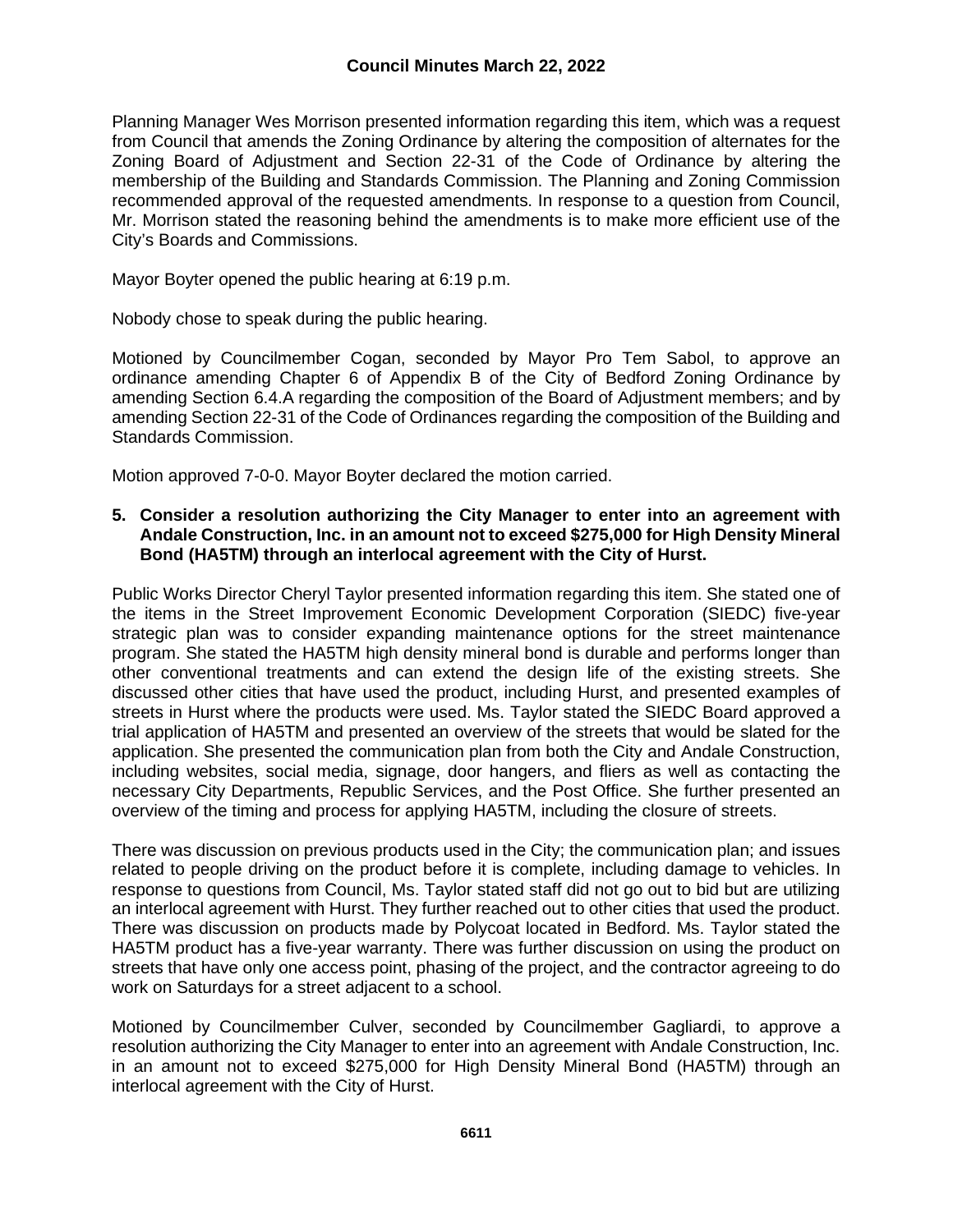Planning Manager Wes Morrison presented information regarding this item, which was a request from Council that amends the Zoning Ordinance by altering the composition of alternates for the Zoning Board of Adjustment and Section 22-31 of the Code of Ordinance by altering the membership of the Building and Standards Commission. The Planning and Zoning Commission recommended approval of the requested amendments. In response to a question from Council, Mr. Morrison stated the reasoning behind the amendments is to make more efficient use of the City's Boards and Commissions.

Mayor Boyter opened the public hearing at 6:19 p.m.

Nobody chose to speak during the public hearing.

Motioned by Councilmember Cogan, seconded by Mayor Pro Tem Sabol, to approve an ordinance amending Chapter 6 of Appendix B of the City of Bedford Zoning Ordinance by amending Section 6.4.A regarding the composition of the Board of Adjustment members; and by amending Section 22-31 of the Code of Ordinances regarding the composition of the Building and Standards Commission.

Motion approved 7-0-0. Mayor Boyter declared the motion carried.

**5. Consider a resolution authorizing the City Manager to enter into an agreement with Andale Construction, Inc. in an amount not to exceed $275,000 for High Density Mineral Bond (HA5TM) through an interlocal agreement with the City of Hurst.**

Public Works Director Cheryl Taylor presented information regarding this item. She stated one of the items in the Street Improvement Economic Development Corporation (SIEDC) five-year strategic plan was to consider expanding maintenance options for the street maintenance program. She stated the HA5TM high density mineral bond is durable and performs longer than other conventional treatments and can extend the design life of the existing streets. She discussed other cities that have used the product, including Hurst, and presented examples of streets in Hurst where the products were used. Ms. Taylor stated the SIEDC Board approved a trial application of HA5TM and presented an overview of the streets that would be slated for the application. She presented the communication plan from both the City and Andale Construction, including websites, social media, signage, door hangers, and fliers as well as contacting the necessary City Departments, Republic Services, and the Post Office. She further presented an overview of the timing and process for applying HA5TM, including the closure of streets.

There was discussion on previous products used in the City; the communication plan; and issues related to people driving on the product before it is complete, including damage to vehicles. In response to questions from Council, Ms. Taylor stated staff did not go out to bid but are utilizing an interlocal agreement with Hurst. They further reached out to other cities that used the product. There was discussion on products made by Polycoat located in Bedford. Ms. Taylor stated the HA5TM product has a five-year warranty. There was further discussion on using the product on streets that have only one access point, phasing of the project, and the contractor agreeing to do work on Saturdays for a street adjacent to a school.

Motioned by Councilmember Culver, seconded by Councilmember Gagliardi, to approve a resolution authorizing the City Manager to enter into an agreement with Andale Construction, Inc. in an amount not to exceed $275,000 for High Density Mineral Bond (HA5TM) through an interlocal agreement with the City of Hurst.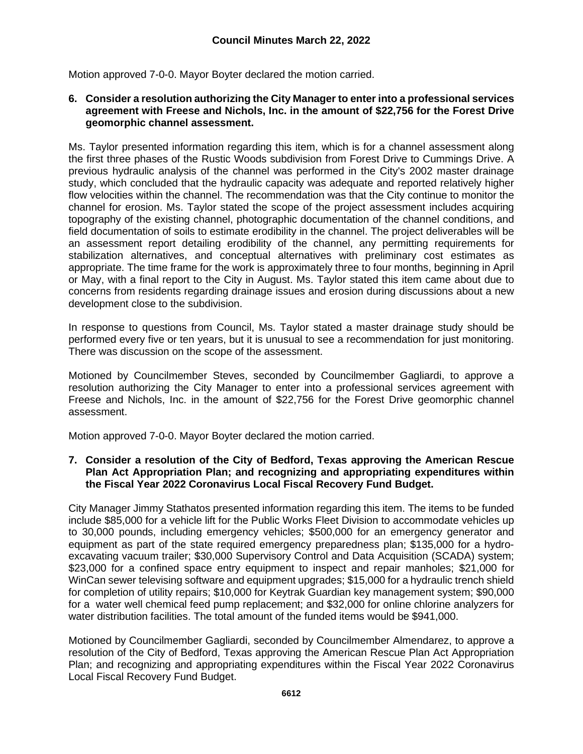Motion approved 7-0-0. Mayor Boyter declared the motion carried.

**6. Consider a resolution authorizing the City Manager to enter into a professional services agreement with Freese and Nichols, Inc. in the amount of $22,756 for the Forest Drive geomorphic channel assessment.**

Ms. Taylor presented information regarding this item, which is for a channel assessment along the first three phases of the Rustic Woods subdivision from Forest Drive to Cummings Drive. A previous hydraulic analysis of the channel was performed in the City's 2002 master drainage study, which concluded that the hydraulic capacity was adequate and reported relatively higher flow velocities within the channel. The recommendation was that the City continue to monitor the channel for erosion. Ms. Taylor stated the scope of the project assessment includes acquiring topography of the existing channel, photographic documentation of the channel conditions, and field documentation of soils to estimate erodibility in the channel. The project deliverables will be an assessment report detailing erodibility of the channel, any permitting requirements for stabilization alternatives, and conceptual alternatives with preliminary cost estimates as appropriate. The time frame for the work is approximately three to four months, beginning in April or May, with a final report to the City in August. Ms. Taylor stated this item came about due to concerns from residents regarding drainage issues and erosion during discussions about a new development close to the subdivision.

In response to questions from Council, Ms. Taylor stated a master drainage study should be performed every five or ten years, but it is unusual to see a recommendation for just monitoring. There was discussion on the scope of the assessment.

Motioned by Councilmember Steves, seconded by Councilmember Gagliardi, to approve a resolution authorizing the City Manager to enter into a professional services agreement with Freese and Nichols, Inc. in the amount of $22,756 for the Forest Drive geomorphic channel assessment.

Motion approved 7-0-0. Mayor Boyter declared the motion carried.

**7. Consider a resolution of the City of Bedford, Texas approving the American Rescue Plan Act Appropriation Plan; and recognizing and appropriating expenditures within the Fiscal Year 2022 Coronavirus Local Fiscal Recovery Fund Budget.**

City Manager Jimmy Stathatos presented information regarding this item. The items to be funded include $85,000 for a vehicle lift for the Public Works Fleet Division to accommodate vehicles up to 30,000 pounds, including emergency vehicles; $500,000 for an emergency generator and equipment as part of the state required emergency preparedness plan; $135,000 for a hydro-excavating vacuum trailer; $30,000 Supervisory Control and Data Acquisition (SCADA) system; $23,000 for a confined space entry equipment to inspect and repair manholes; $21,000 for WinCan sewer televising software and equipment upgrades; $15,000 for a hydraulic trench shield for completion of utility repairs; $10,000 for Keytrak Guardian key management system; $90,000 for a water well chemical feed pump replacement; and $32,000 for online chlorine analyzers for water distribution facilities. The total amount of the funded items would be $941,000.

Motioned by Councilmember Gagliardi, seconded by Councilmember Almendarez, to approve a resolution of the City of Bedford, Texas approving the American Rescue Plan Act Appropriation Plan; and recognizing and appropriating expenditures within the Fiscal Year 2022 Coronavirus Local Fiscal Recovery Fund Budget.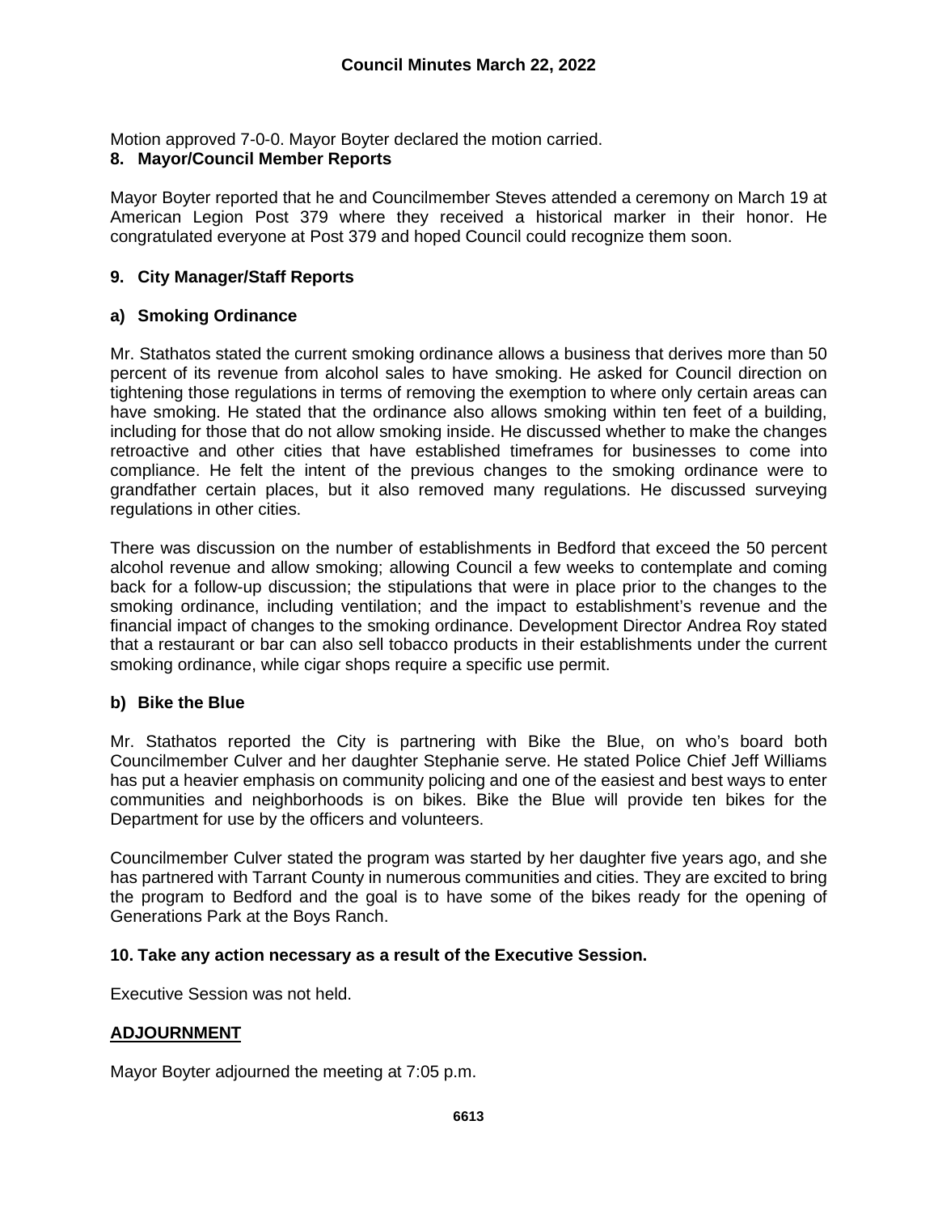Motion approved 7-0-0. Mayor Boyter declared the motion carried.

**8. Mayor/Council Member Reports**

Mayor Boyter reported that he and Councilmember Steves attended a ceremony on March 19 at American Legion Post 379 where they received a historical marker in their honor. He congratulated everyone at Post 379 and hoped Council could recognize them soon.

**9. City Manager/Staff Reports**

**a) Smoking Ordinance**

Mr. Stathatos stated the current smoking ordinance allows a business that derives more than 50 percent of its revenue from alcohol sales to have smoking. He asked for Council direction on tightening those regulations in terms of removing the exemption to where only certain areas can have smoking. He stated that the ordinance also allows smoking within ten feet of a building, including for those that do not allow smoking inside. He discussed whether to make the changes retroactive and other cities that have established timeframes for businesses to come into compliance. He felt the intent of the previous changes to the smoking ordinance were to grandfather certain places, but it also removed many regulations. He discussed surveying regulations in other cities.

There was discussion on the number of establishments in Bedford that exceed the 50 percent alcohol revenue and allow smoking; allowing Council a few weeks to contemplate and coming back for a follow-up discussion; the stipulations that were in place prior to the changes to the smoking ordinance, including ventilation; and the impact to establishment's revenue and the financial impact of changes to the smoking ordinance. Development Director Andrea Roy stated that a restaurant or bar can also sell tobacco products in their establishments under the current smoking ordinance, while cigar shops require a specific use permit.

**b) Bike the Blue**

Mr. Stathatos reported the City is partnering with Bike the Blue, on who's board both Councilmember Culver and her daughter Stephanie serve. He stated Police Chief Jeff Williams has put a heavier emphasis on community policing and one of the easiest and best ways to enter communities and neighborhoods is on bikes. Bike the Blue will provide ten bikes for the Department for use by the officers and volunteers.

Councilmember Culver stated the program was started by her daughter five years ago, and she has partnered with Tarrant County in numerous communities and cities. They are excited to bring the program to Bedford and the goal is to have some of the bikes ready for the opening of Generations Park at the Boys Ranch.

**10. Take any action necessary as a result of the Executive Session.**

Executive Session was not held.

**ADJOURNMENT**

Mayor Boyter adjourned the meeting at 7:05 p.m.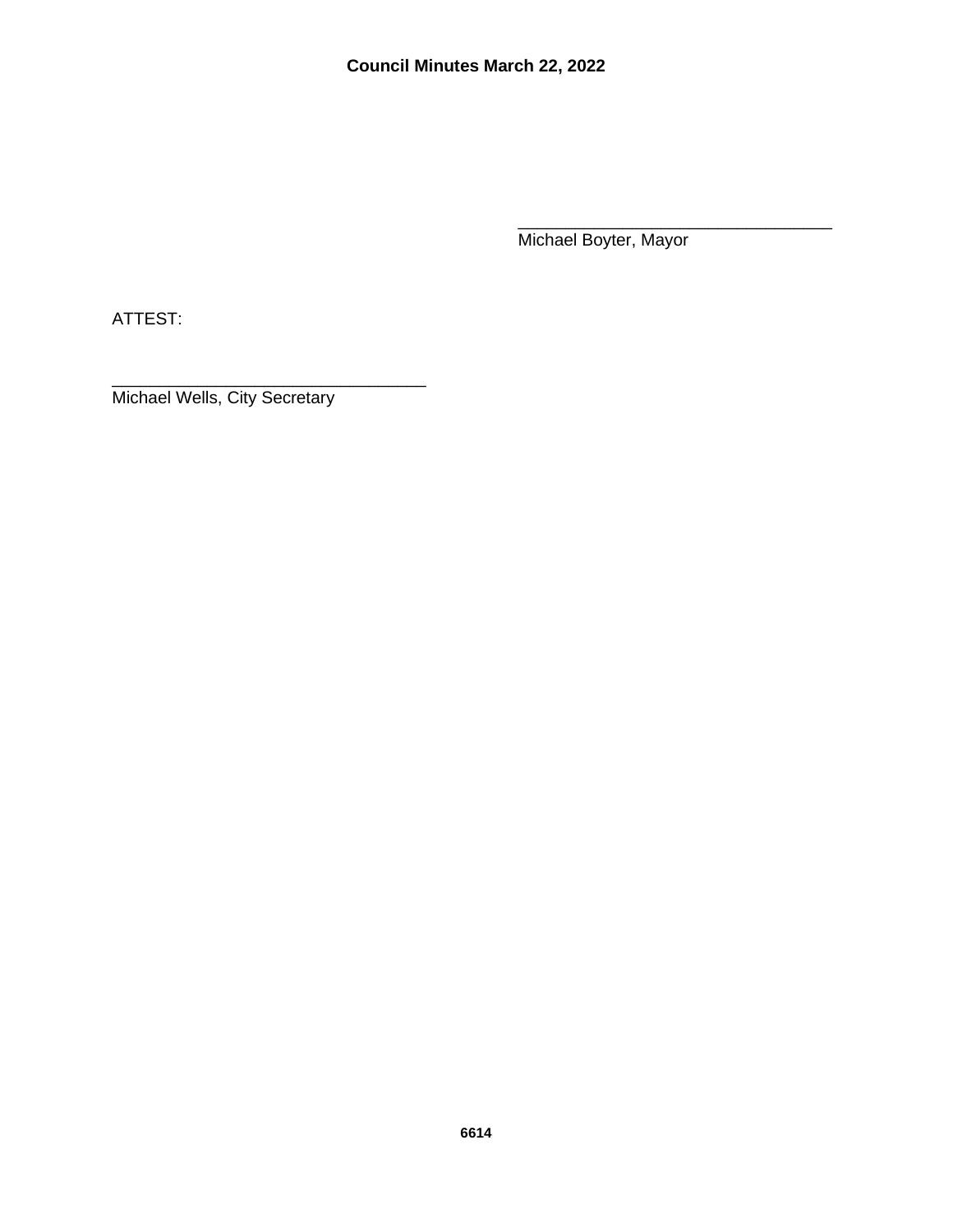\_\_\_\_\_\_\_\_\_\_\_\_\_\_\_\_\_\_\_\_\_\_\_\_\_\_\_\_\_\_\_\_\_\_
Michael Boyter, Mayor

ATTEST:

\_\_\_\_\_\_\_\_\_\_\_\_\_\_\_\_\_\_\_\_\_\_\_\_\_\_\_\_\_\_\_\_\_\_
Michael Wells, City Secretary